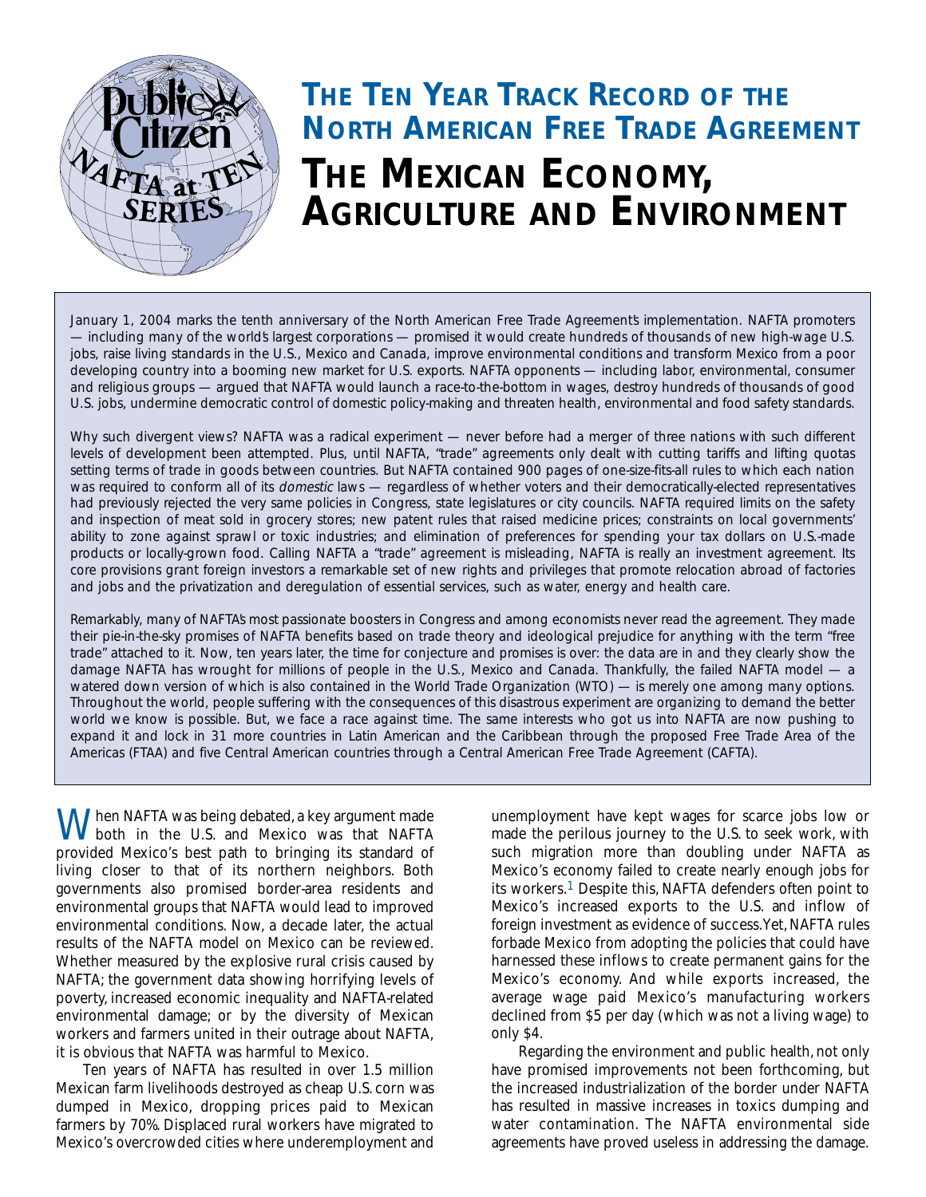# The Ten Year Track Record of the North American Free Trade Agreement

# The Mexican Economy, Agriculture and Environment

January 1, 2004 marks the tenth anniversary of the North American Free Trade Agreement's implementation. NAFTA promoters — including many of the world's largest corporations — promised it would create hundreds of thousands of new high-wage U.S. jobs, raise living standards in the U.S., Mexico and Canada, improve environmental conditions and transform Mexico from a poor developing country into a booming new market for U.S. exports. NAFTA opponents — including labor, environmental, consumer and religious groups — argued that NAFTA would launch a race-to-the-bottom in wages, destroy hundreds of thousands of good U.S. jobs, undermine democratic control of domestic policy-making and threaten health, environmental and food safety standards.

Why such divergent views? NAFTA was a radical experiment — never before had a merger of three nations with such different levels of development been attempted. Plus, until NAFTA, "trade" agreements only dealt with cutting tariffs and lifting quotas setting terms of trade in goods between countries. But NAFTA contained 900 pages of one-size-fits-all rules to which each nation was required to conform all of its *domestic* laws — regardless of whether voters and their democratically-elected representatives had previously rejected the very same policies in Congress, state legislatures or city councils. NAFTA required limits on the safety and inspection of meat sold in grocery stores; new patent rules that raised medicine prices; constraints on local governments' ability to zone against sprawl or toxic industries; and elimination of preferences for spending your tax dollars on U.S.-made products or locally-grown food. Calling NAFTA a "trade" agreement is misleading, NAFTA is really an investment agreement. Its core provisions grant foreign investors a remarkable set of new rights and privileges that promote relocation abroad of factories and jobs and the privatization and deregulation of essential services, such as water, energy and health care.

Remarkably, many of NAFTA's most passionate boosters in Congress and among economists never read the agreement. They made their pie-in-the-sky promises of NAFTA benefits based on trade theory and ideological prejudice for anything with the term "free trade" attached to it. Now, ten years later, the time for conjecture and promises is over: the data are in and they clearly show the damage NAFTA has wrought for millions of people in the U.S., Mexico and Canada. Thankfully, the failed NAFTA model — a watered down version of which is also contained in the World Trade Organization (WTO) — is merely one among many options. Throughout the world, people suffering with the consequences of this disastrous experiment are organizing to demand the better world we know is possible. But, we face a race against time. The same interests who got us into NAFTA are now pushing to expand it and lock in 31 more countries in Latin American and the Caribbean through the proposed Free Trade Area of the Americas (FTAA) and five Central American countries through a Central American Free Trade Agreement (CAFTA).

When NAFTA was being debated, a key argument made both in the U.S. and Mexico was that NAFTA provided Mexico's best path to bringing its standard of living closer to that of its northern neighbors. Both governments also promised border-area residents and environmental groups that NAFTA would lead to improved environmental conditions. Now, a decade later, the actual results of the NAFTA model on Mexico can be reviewed. Whether measured by the explosive rural crisis caused by NAFTA; the government data showing horrifying levels of poverty, increased economic inequality and NAFTA-related environmental damage; or by the diversity of Mexican workers and farmers united in their outrage about NAFTA, it is obvious that NAFTA was harmful to Mexico.

Ten years of NAFTA has resulted in over 1.5 million Mexican farm livelihoods destroyed as cheap U.S. corn was dumped in Mexico, dropping prices paid to Mexican farmers by 70%. Displaced rural workers have migrated to Mexico's overcrowded cities where underemployment and unemployment have kept wages for scarce jobs low or made the perilous journey to the U.S. to seek work, with such migration more than doubling under NAFTA as Mexico's economy failed to create nearly enough jobs for its workers.[1] Despite this, NAFTA defenders often point to Mexico's increased exports to the U.S. and inflow of foreign investment as evidence of success. Yet, NAFTA rules forbade Mexico from adopting the policies that could have harnessed these inflows to create permanent gains for the Mexico's economy. And while exports increased, the average wage paid Mexico's manufacturing workers declined from $5 per day (which was not a living wage) to only $4.

Regarding the environment and public health, not only have promised improvements not been forthcoming, but the increased industrialization of the border under NAFTA has resulted in massive increases in toxics dumping and water contamination. The NAFTA environmental side agreements have proved useless in addressing the damage.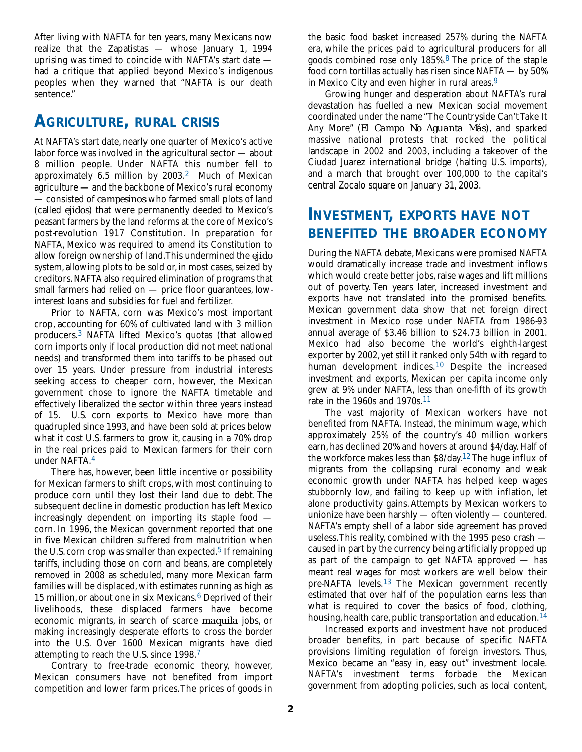After living with NAFTA for ten years, many Mexicans now realize that the Zapatistas — whose January 1, 1994 uprising was timed to coincide with NAFTA's start date — had a critique that applied beyond Mexico's indigenous peoples when they warned that "NAFTA is our death sentence."

## AGRICULTURE, RURAL CRISIS

At NAFTA's start date, nearly one quarter of Mexico's active labor force was involved in the agricultural sector — about 8 million people. Under NAFTA this number fell to approximately 6.5 million by 2003.[2] Much of Mexican agriculture — and the backbone of Mexico's rural economy — consisted of *campesinos* who farmed small plots of land (called *ejidos*) that were permanently deeded to Mexico's peasant farmers by the land reforms at the core of Mexico's post-revolution 1917 Constitution. In preparation for NAFTA, Mexico was required to amend its Constitution to allow foreign ownership of land. This undermined the *ejido* system, allowing plots to be sold or, in most cases, seized by creditors. NAFTA also required elimination of programs that small farmers had relied on — price floor guarantees, low-interest loans and subsidies for fuel and fertilizer.

Prior to NAFTA, corn was Mexico's most important crop, accounting for 60% of cultivated land with 3 million producers.[3] NAFTA lifted Mexico's quotas (that allowed corn imports only if local production did not meet national needs) and transformed them into tariffs to be phased out over 15 years. Under pressure from industrial interests seeking access to cheaper corn, however, the Mexican government chose to ignore the NAFTA timetable and effectively liberalized the sector within three years instead of 15. U.S. corn exports to Mexico have more than quadrupled since 1993, and have been sold at prices below what it cost U.S. farmers to grow it, causing in a 70% drop in the real prices paid to Mexican farmers for their corn under NAFTA.[4]

There has, however, been little incentive or possibility for Mexican farmers to shift crops, with most continuing to produce corn until they lost their land due to debt. The subsequent decline in domestic production has left Mexico increasingly dependent on importing its staple food — corn. In 1996, the Mexican government reported that one in five Mexican children suffered from malnutrition when the U.S. corn crop was smaller than expected.[5] If remaining tariffs, including those on corn and beans, are completely removed in 2008 as scheduled, many more Mexican farm families will be displaced, with estimates running as high as 15 million, or about one in six Mexicans.[6] Deprived of their livelihoods, these displaced farmers have become economic migrants, in search of scarce *maquila* jobs, or making increasingly desperate efforts to cross the border into the U.S. Over 1600 Mexican migrants have died attempting to reach the U.S. since 1998.[7]

Contrary to free-trade economic theory, however, Mexican consumers have not benefited from import competition and lower farm prices. The prices of goods in the basic food basket increased 257% during the NAFTA era, while the prices paid to agricultural producers for all goods combined rose only 185%.[8] The price of the staple food corn tortillas actually has risen since NAFTA — by 50% in Mexico City and even higher in rural areas.[9]

Growing hunger and desperation about NAFTA's rural devastation has fuelled a new Mexican social movement coordinated under the name "The Countryside Can't Take It Any More" (*El Campo No Aguanta Más*), and sparked massive national protests that rocked the political landscape in 2002 and 2003, including a takeover of the Ciudad Juarez international bridge (halting U.S. imports), and a march that brought over 100,000 to the capital's central Zocalo square on January 31, 2003.

## INVESTMENT, EXPORTS HAVE NOT BENEFITED THE BROADER ECONOMY

During the NAFTA debate, Mexicans were promised NAFTA would dramatically increase trade and investment inflows which would create better jobs, raise wages and lift millions out of poverty. Ten years later, increased investment and exports have not translated into the promised benefits. Mexican government data show that net foreign direct investment in Mexico rose under NAFTA from 1986-93 annual average of $3.46 billion to $24.73 billion in 2001. Mexico had also become the world's eighth-largest exporter by 2002, yet still it ranked only 54th with regard to human development indices.[10] Despite the increased investment and exports, Mexican per capita income only grew at 9% under NAFTA, less than one-fifth of its growth rate in the 1960s and 1970s.[11]

The vast majority of Mexican workers have not benefited from NAFTA. Instead, the minimum wage, which approximately 25% of the country's 40 million workers earn, has declined 20% and hovers at around $4/day. Half of the workforce makes less than $8/day.[12] The huge influx of migrants from the collapsing rural economy and weak economic growth under NAFTA has helped keep wages stubbornly low, and failing to keep up with inflation, let alone productivity gains. Attempts by Mexican workers to unionize have been harshly — often violently — countered. NAFTA's empty shell of a labor side agreement has proved useless. This reality, combined with the 1995 peso crash — caused in part by the currency being artificially propped up as part of the campaign to get NAFTA approved — has meant real wages for most workers are well below their pre-NAFTA levels.[13] The Mexican government recently estimated that over half of the population earns less than what is required to cover the basics of food, clothing, housing, health care, public transportation and education.[14]

Increased exports and investment have not produced broader benefits, in part because of specific NAFTA provisions limiting regulation of foreign investors. Thus, Mexico became an "easy in, easy out" investment locale. NAFTA's investment terms forbade the Mexican government from adopting policies, such as local content,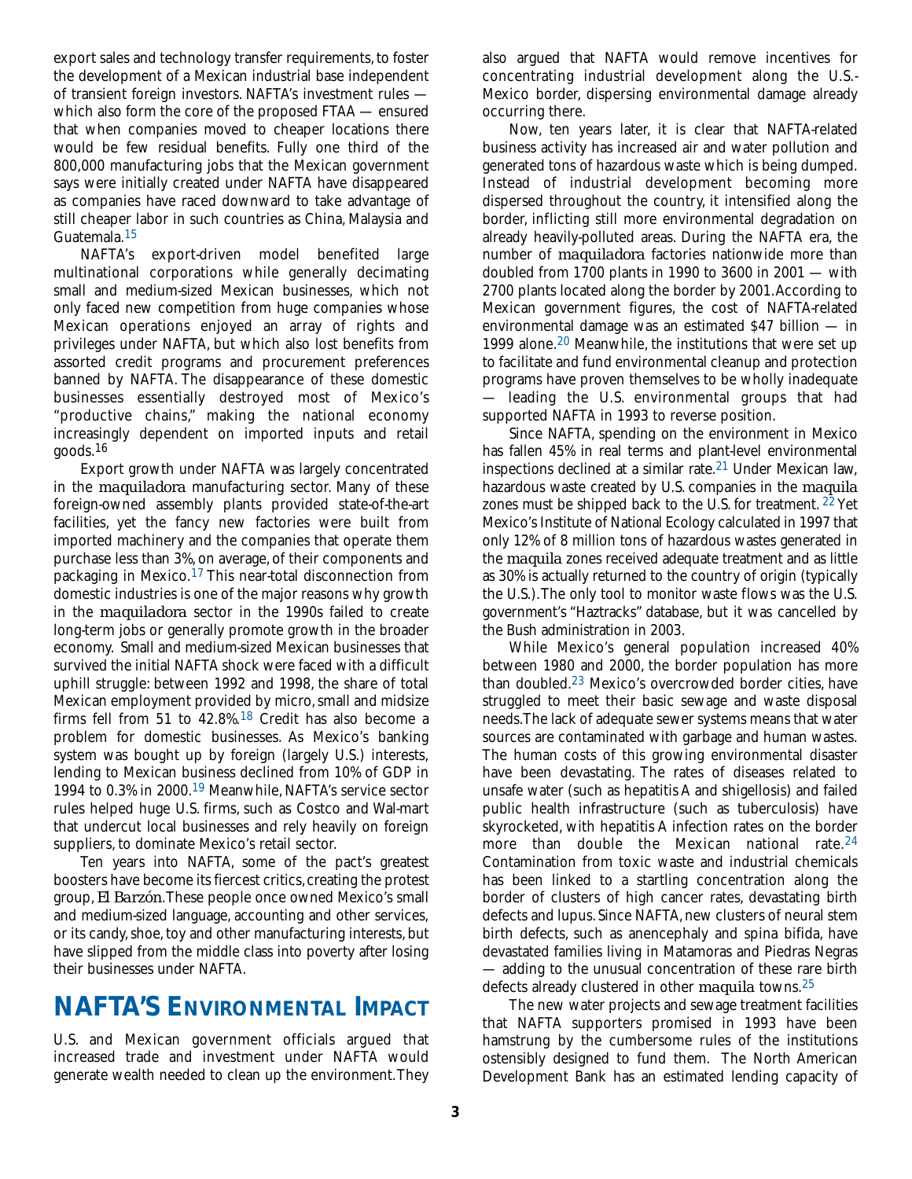export sales and technology transfer requirements, to foster the development of a Mexican industrial base independent of transient foreign investors. NAFTA's investment rules — which also form the core of the proposed FTAA — ensured that when companies moved to cheaper locations there would be few residual benefits. Fully one third of the 800,000 manufacturing jobs that the Mexican government says were initially created under NAFTA have disappeared as companies have raced downward to take advantage of still cheaper labor in such countries as China, Malaysia and Guatemala.[15]

NAFTA's export-driven model benefited large multinational corporations while generally decimating small and medium-sized Mexican businesses, which not only faced new competition from huge companies whose Mexican operations enjoyed an array of rights and privileges under NAFTA, but which also lost benefits from assorted credit programs and procurement preferences banned by NAFTA. The disappearance of these domestic businesses essentially destroyed most of Mexico's "productive chains," making the national economy increasingly dependent on imported inputs and retail goods.[16]

Export growth under NAFTA was largely concentrated in the *maquiladora* manufacturing sector. Many of these foreign-owned assembly plants provided state-of-the-art facilities, yet the fancy new factories were built from imported machinery and the companies that operate them purchase less than 3%, on average, of their components and packaging in Mexico.[17] This near-total disconnection from domestic industries is one of the major reasons why growth in the *maquiladora* sector in the 1990s failed to create long-term jobs or generally promote growth in the broader economy. Small and medium-sized Mexican businesses that survived the initial NAFTA shock were faced with a difficult uphill struggle: between 1992 and 1998, the share of total Mexican employment provided by micro, small and midsize firms fell from 51 to 42.8%.[18] Credit has also become a problem for domestic businesses. As Mexico's banking system was bought up by foreign (largely U.S.) interests, lending to Mexican business declined from 10% of GDP in 1994 to 0.3% in 2000.[19] Meanwhile, NAFTA's service sector rules helped huge U.S. firms, such as Costco and Wal-mart that undercut local businesses and rely heavily on foreign suppliers, to dominate Mexico's retail sector.

Ten years into NAFTA, some of the pact's greatest boosters have become its fiercest critics, creating the protest group, *El Barzón*. These people once owned Mexico's small and medium-sized language, accounting and other services, or its candy, shoe, toy and other manufacturing interests, but have slipped from the middle class into poverty after losing their businesses under NAFTA.

## NAFTA's Environmental Impact

U.S. and Mexican government officials argued that increased trade and investment under NAFTA would generate wealth needed to clean up the environment. They also argued that NAFTA would remove incentives for concentrating industrial development along the U.S.-Mexico border, dispersing environmental damage already occurring there.

Now, ten years later, it is clear that NAFTA-related business activity has increased air and water pollution and generated tons of hazardous waste which is being dumped. Instead of industrial development becoming more dispersed throughout the country, it intensified along the border, inflicting still more environmental degradation on already heavily-polluted areas. During the NAFTA era, the number of *maquiladora* factories nationwide more than doubled from 1700 plants in 1990 to 3600 in 2001 — with 2700 plants located along the border by 2001. According to Mexican government figures, the cost of NAFTA-related environmental damage was an estimated $47 billion — in 1999 alone.[20] Meanwhile, the institutions that were set up to facilitate and fund environmental cleanup and protection programs have proven themselves to be wholly inadequate — leading the U.S. environmental groups that had supported NAFTA in 1993 to reverse position.

Since NAFTA, spending on the environment in Mexico has fallen 45% in real terms and plant-level environmental inspections declined at a similar rate.[21] Under Mexican law, hazardous waste created by U.S. companies in the *maquila* zones must be shipped back to the U.S. for treatment.[22] Yet Mexico's Institute of National Ecology calculated in 1997 that only 12% of 8 million tons of hazardous wastes generated in the *maquila* zones received adequate treatment and as little as 30% is actually returned to the country of origin (typically the U.S.). The only tool to monitor waste flows was the U.S. government's "Haztracks" database, but it was cancelled by the Bush administration in 2003.

While Mexico's general population increased 40% between 1980 and 2000, the border population has more than doubled.[23] Mexico's overcrowded border cities, have struggled to meet their basic sewage and waste disposal needs. The lack of adequate sewer systems means that water sources are contaminated with garbage and human wastes. The human costs of this growing environmental disaster have been devastating. The rates of diseases related to unsafe water (such as hepatitis A and shigellosis) and failed public health infrastructure (such as tuberculosis) have skyrocketed, with hepatitis A infection rates on the border more than double the Mexican national rate.[24] Contamination from toxic waste and industrial chemicals has been linked to a startling concentration along the border of clusters of high cancer rates, devastating birth defects and lupus. Since NAFTA, new clusters of neural stem birth defects, such as anencephaly and spina bifida, have devastated families living in Matamoras and Piedras Negras — adding to the unusual concentration of these rare birth defects already clustered in other *maquila* towns.[25]

The new water projects and sewage treatment facilities that NAFTA supporters promised in 1993 have been hamstrung by the cumbersome rules of the institutions ostensibly designed to fund them. The North American Development Bank has an estimated lending capacity of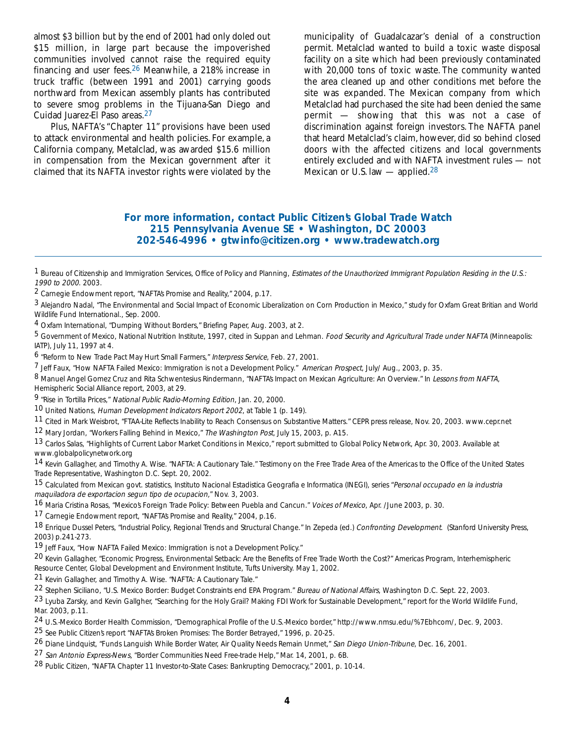almost $3 billion but by the end of 2001 had only doled out $15 million, in large part because the impoverished communities involved cannot raise the required equity financing and user fees.[26] Meanwhile, a 218% increase in truck traffic (between 1991 and 2001) carrying goods northward from Mexican assembly plants has contributed to severe smog problems in the Tijuana-San Diego and Cuidad Juarez-El Paso areas.[27]

Plus, NAFTA's "Chapter 11" provisions have been used to attack environmental and health policies. For example, a California company, Metalclad, was awarded $15.6 million in compensation from the Mexican government after it claimed that its NAFTA investor rights were violated by the municipality of Guadalcazar's denial of a construction permit. Metalclad wanted to build a toxic waste disposal facility on a site which had been previously contaminated with 20,000 tons of toxic waste. The community wanted the area cleaned up and other conditions met before the site was expanded. The Mexican company from which Metalclad had purchased the site had been denied the same permit — showing that this was not a case of discrimination against foreign investors. The NAFTA panel that heard Metalclad's claim, however, did so behind closed doors with the affected citizens and local governments entirely excluded and with NAFTA investment rules — not Mexican or U.S. law — applied.[28]

**For more information, contact Public Citizen's Global Trade Watch**
**215 Pennsylvania Avenue SE • Washington, DC 20003**
**202-546-4996 • gtwinfo@citizen.org • www.tradewatch.org**

---

1 Bureau of Citizenship and Immigration Services, Office of Policy and Planning, *Estimates of the Unauthorized Immigrant Population Residing in the U.S.: 1990 to 2000*. 2003.

2 Carnegie Endowment report, "NAFTA's Promise and Reality," 2004, p.17.

3 Alejandro Nadal, "The Environmental and Social Impact of Economic Liberalization on Corn Production in Mexico," study for Oxfam Great Britian and World Wildlife Fund International., Sep. 2000.

4 Oxfam International, "Dumping Without Borders," Briefing Paper, Aug. 2003, at 2.

5 Government of Mexico, National Nutrition Institute, 1997, cited in Suppan and Lehman. *Food Security and Agricultural Trade under NAFTA* (Minneapolis: IATP), July 11, 1997 at 4.

6 "Reform to New Trade Pact May Hurt Small Farmers," *Interpress Service*, Feb. 27, 2001.

7 Jeff Faux, "How NAFTA Failed Mexico: Immigration is not a Development Policy." *American Prospect*, July/ Aug., 2003, p. 35.

8 Manuel Angel Gomez Cruz and Rita Schwentesius Rindermann, "NAFTA's Impact on Mexican Agriculture: An Overview." In *Lessons from NAFTA*, Hemispheric Social Alliance report, 2003, at 29.

9 "Rise in Tortilla Prices," *National Public Radio-Morning Edition*, Jan. 20, 2000.

10 United Nations, *Human Development Indicators Report 2002*, at Table 1 (p. 149).

11 Cited in Mark Weisbrot, "FTAA-Lite Reflects Inability to Reach Consensus on Substantive Matters." CEPR press release, Nov. 20, 2003. www.cepr.net

12 Mary Jordan, "Workers Falling Behind in Mexico," *The Washington Post*, July 15, 2003, p. A15.

13 Carlos Salas, "Highlights of Current Labor Market Conditions in Mexico," report submitted to Global Policy Network, Apr. 30, 2003. Available at www.globalpolicynetwork.org

14 Kevin Gallagher, and Timothy A. Wise. "NAFTA: A Cautionary Tale." Testimony on the Free Trade Area of the Americas to the Office of the United States Trade Representative, Washington D.C. Sept. 20, 2002.

15 Calculated from Mexican govt. statistics, Instituto Nacional Estadistica Geografia e Informatica (INEGI), series "*Personal occupado en la industria maquiladora de exportacion segun tipo de ocupacion*," Nov. 3, 2003.

16 Maria Cristina Rosas, "Mexico's Foreign Trade Policy: Between Puebla and Cancun." *Voices of Mexico*, Apr. /June 2003, p. 30.

17 Carnegie Endowment report, "NAFTA's Promise and Reality," 2004, p.16.

18 Enrique Dussel Peters, "Industrial Policy, Regional Trends and Structural Change." In Zepeda (ed.) *Confronting Development*. (Stanford University Press, 2003) p.241-273.

19 Jeff Faux, "How NAFTA Failed Mexico: Immigration is not a Development Policy."

20 Kevin Gallagher, "Economic Progress, Environmental Setback: Are the Benefits of Free Trade Worth the Cost?" Americas Program, Interhemispheric Resource Center, Global Development and Environment Institute, Tufts University. May 1, 2002.

21 Kevin Gallagher, and Timothy A. Wise. "NAFTA: A Cautionary Tale."

22 Stephen Siciliano, "U.S. Mexico Border: Budget Constraints end EPA Program." *Bureau of National Affairs*, Washington D.C. Sept. 22, 2003.

23 Lyuba Zarsky, and Kevin Gallgher, "Searching for the Holy Grail? Making FDI Work for Sustainable Development," report for the World Wildlife Fund, Mar. 2003, p.11.

24 U.S.-Mexico Border Health Commission, "Demographical Profile of the U.S.-Mexico border," http://www.nmsu.edu/%7Ebhcom/, Dec. 9, 2003.

25 See Public Citizen's report "NAFTA's Broken Promises: The Border Betrayed," 1996, p. 20-25.

26 Diane Lindquist, "Funds Languish While Border Water, Air Quality Needs Remain Unmet," *San Diego Union-Tribune*, Dec. 16, 2001.

27 *San Antonio Express-News*, "Border Communities Need Free-trade Help," Mar. 14, 2001, p. 6B.

28 Public Citizen, "NAFTA Chapter 11 Investor-to-State Cases: Bankrupting Democracy," 2001, p. 10-14.